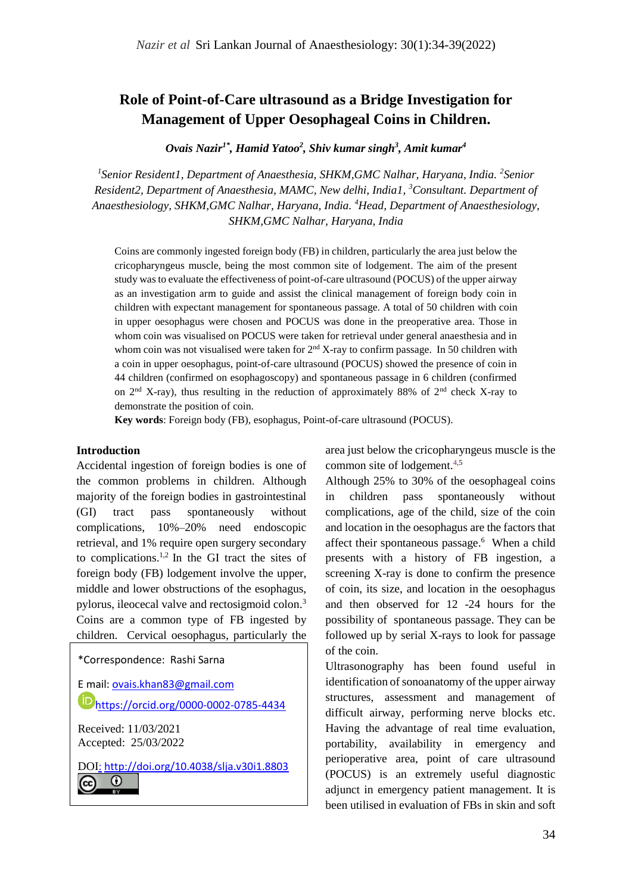# Role of Point-of-Care ultrasound as a Bridge Investigation for Management of Upper Oesophageal Coins in Children.

***Ovais Nazir[1*], Hamid Yatoo[2], Shiv kumar singh[3], Amit kumar[4]***

*[1]Senior Resident1, Department of Anaesthesia, SHKM,GMC Nalhar, Haryana, India. [2]Senior Resident2, Department of Anaesthesia, MAMC, New delhi, India1, [3]Consultant. Department of Anaesthesiology, SHKM,GMC Nalhar, Haryana, India. [4]Head, Department of Anaesthesiology, SHKM,GMC Nalhar, Haryana, India*

Coins are commonly ingested foreign body (FB) in children, particularly the area just below the cricopharyngeus muscle, being the most common site of lodgement. The aim of the present study was to evaluate the effectiveness of point-of-care ultrasound (POCUS) of the upper airway as an investigation arm to guide and assist the clinical management of foreign body coin in children with expectant management for spontaneous passage. A total of 50 children with coin in upper oesophagus were chosen and POCUS was done in the preoperative area. Those in whom coin was visualised on POCUS were taken for retrieval under general anaesthesia and in whom coin was not visualised were taken for 2nd X-ray to confirm passage. In 50 children with a coin in upper oesophagus, point-of-care ultrasound (POCUS) showed the presence of coin in 44 children (confirmed on esophagoscopy) and spontaneous passage in 6 children (confirmed on 2nd X-ray), thus resulting in the reduction of approximately 88% of 2nd check X-ray to demonstrate the position of coin.

**Key words**: Foreign body (FB), esophagus, Point-of-care ultrasound (POCUS).

*Correspondence: Rashi Sarna

E mail: ovais.khan83@gmail.com

https://orcid.org/0000-0002-0785-4434

Received: 11/03/2021
Accepted: 25/03/2022

DOI: http://doi.org/10.4038/slja.v30i1.8803

## Introduction

Accidental ingestion of foreign bodies is one of the common problems in children. Although majority of the foreign bodies in gastrointestinal (GI) tract pass spontaneously without complications, 10%–20% need endoscopic retrieval, and 1% require open surgery secondary to complications.[1,2] In the GI tract the sites of foreign body (FB) lodgement involve the upper, middle and lower obstructions of the esophagus, pylorus, ileocecal valve and rectosigmoid colon.[3] Coins are a common type of FB ingested by children. Cervical oesophagus, particularly the area just below the cricopharyngeus muscle is the common site of lodgement.[4,5]

Although 25% to 30% of the oesophageal coins in children pass spontaneously without complications, age of the child, size of the coin and location in the oesophagus are the factors that affect their spontaneous passage.[6] When a child presents with a history of FB ingestion, a screening X-ray is done to confirm the presence of coin, its size, and location in the oesophagus and then observed for 12 -24 hours for the possibility of spontaneous passage. They can be followed up by serial X-rays to look for passage of the coin.

Ultrasonography has been found useful in identification of sonoanatomy of the upper airway structures, assessment and management of difficult airway, performing nerve blocks etc. Having the advantage of real time evaluation, portability, availability in emergency and perioperative area, point of care ultrasound (POCUS) is an extremely useful diagnostic adjunct in emergency patient management. It is been utilised in evaluation of FBs in skin and soft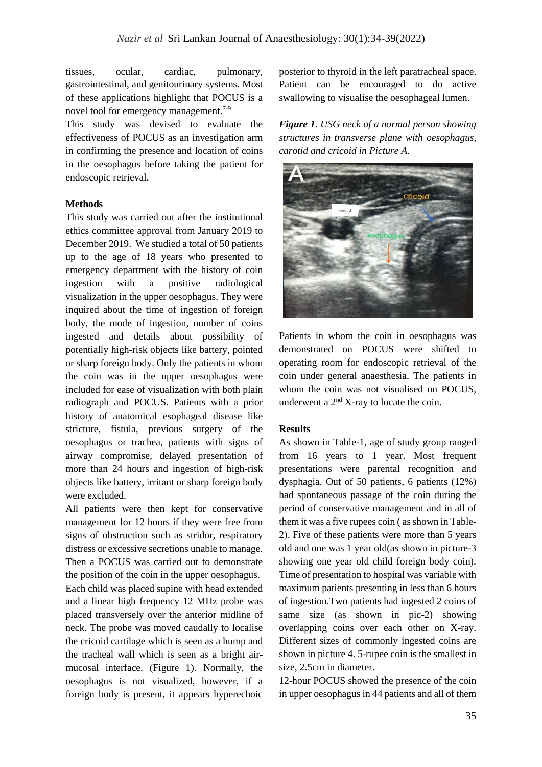tissues, ocular, cardiac, pulmonary, gastrointestinal, and genitourinary systems. Most of these applications highlight that POCUS is a novel tool for emergency management.[7-9]

This study was devised to evaluate the effectiveness of POCUS as an investigation arm in confirming the presence and location of coins in the oesophagus before taking the patient for endoscopic retrieval.

## Methods

This study was carried out after the institutional ethics committee approval from January 2019 to December 2019. We studied a total of 50 patients up to the age of 18 years who presented to emergency department with the history of coin ingestion with a positive radiological visualization in the upper oesophagus. They were inquired about the time of ingestion of foreign body, the mode of ingestion, number of coins ingested and details about possibility of potentially high-risk objects like battery, pointed or sharp foreign body. Only the patients in whom the coin was in the upper oesophagus were included for ease of visualization with both plain radiograph and POCUS. Patients with a prior history of anatomical esophageal disease like stricture, fistula, previous surgery of the oesophagus or trachea, patients with signs of airway compromise, delayed presentation of more than 24 hours and ingestion of high-risk objects like battery, irritant or sharp foreign body were excluded.

All patients were then kept for conservative management for 12 hours if they were free from signs of obstruction such as stridor, respiratory distress or excessive secretions unable to manage. Then a POCUS was carried out to demonstrate the position of the coin in the upper oesophagus.

Each child was placed supine with head extended and a linear high frequency 12 MHz probe was placed transversely over the anterior midline of neck. The probe was moved caudally to localise the cricoid cartilage which is seen as a hump and the tracheal wall which is seen as a bright air-mucosal interface. (Figure 1). Normally, the oesophagus is not visualized, however, if a foreign body is present, it appears hyperechoic posterior to thyroid in the left paratracheal space. Patient can be encouraged to do active swallowing to visualise the oesophageal lumen.

***Figure 1**. USG neck of a normal person showing structures in transverse plane with oesophagus, carotid and cricoid in Picture A.*

Patients in whom the coin in oesophagus was demonstrated on POCUS were shifted to operating room for endoscopic retrieval of the coin under general anaesthesia. The patients in whom the coin was not visualised on POCUS, underwent a 2nd X-ray to locate the coin.

## Results

As shown in Table-1, age of study group ranged from 16 years to 1 year. Most frequent presentations were parental recognition and dysphagia. Out of 50 patients, 6 patients (12%) had spontaneous passage of the coin during the period of conservative management and in all of them it was a five rupees coin ( as shown in Table-2). Five of these patients were more than 5 years old and one was 1 year old(as shown in picture-3 showing one year old child foreign body coin). Time of presentation to hospital was variable with maximum patients presenting in less than 6 hours of ingestion.Two patients had ingested 2 coins of same size (as shown in pic-2) showing overlapping coins over each other on X-ray. Different sizes of commonly ingested coins are shown in picture 4. 5-rupee coin is the smallest in size, 2.5cm in diameter.

12-hour POCUS showed the presence of the coin in upper oesophagus in 44 patients and all of them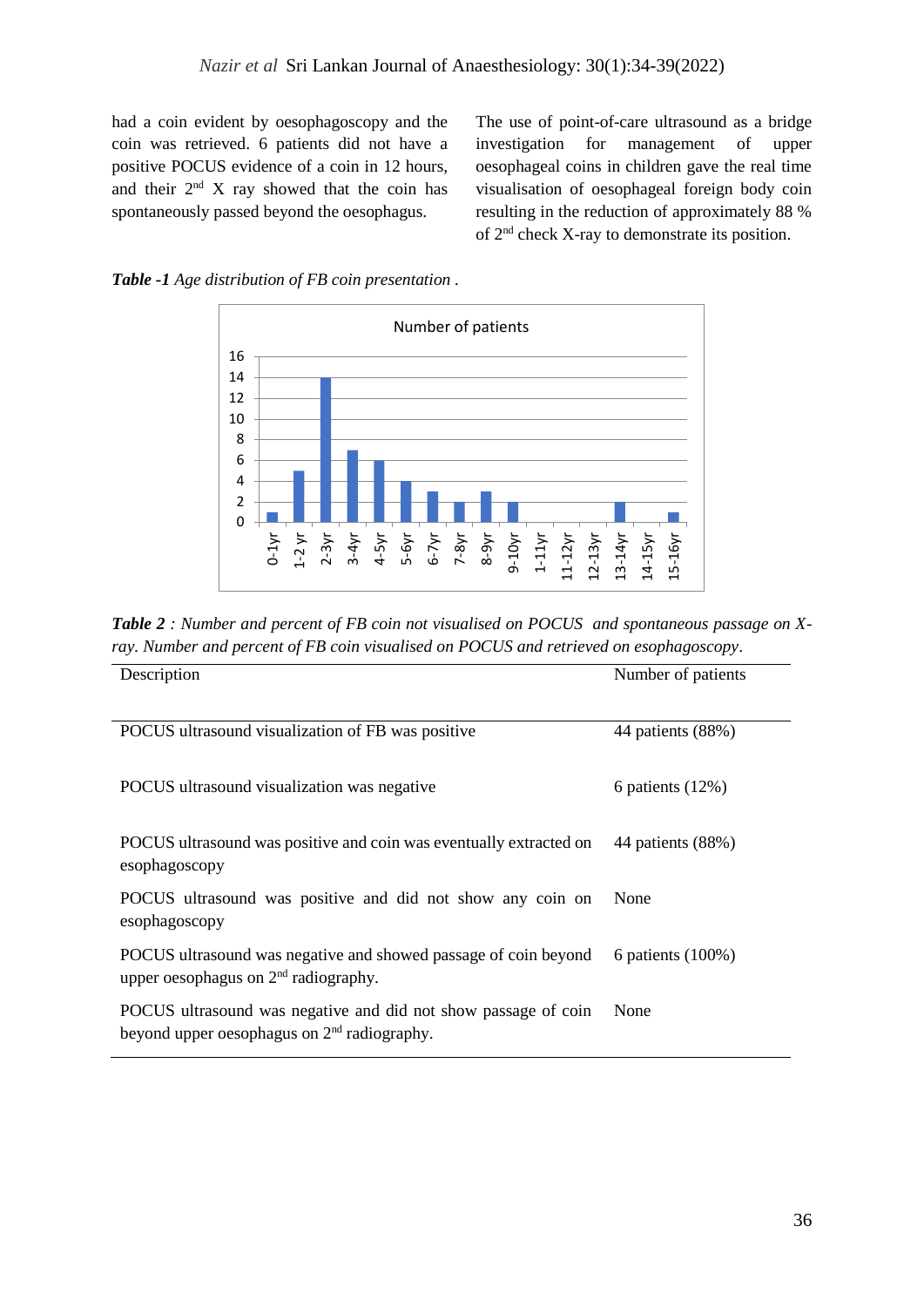had a coin evident by oesophagoscopy and the coin was retrieved. 6 patients did not have a positive POCUS evidence of a coin in 12 hours, and their 2nd X ray showed that the coin has spontaneously passed beyond the oesophagus.

The use of point-of-care ultrasound as a bridge investigation for management of upper oesophageal coins in children gave the real time visualisation of oesophageal foreign body coin resulting in the reduction of approximately 88 % of 2nd check X-ray to demonstrate its position.

***Table -1*** *Age distribution of FB coin presentation .*

Number of patients

| Age | Number of patients |
|---|---|
| 0-1yr | 1 |
| 1-2 yr | 5 |
| 2-3yr | 14 |
| 3-4yr | 7 |
| 4-5yr | 6 |
| 5-6yr | 4 |
| 6-7yr | 3 |
| 7-8yr | 2 |
| 8-9yr | 3 |
| 9-10yr | 2 |
| 1-11yr | 0 |
| 11-12yr | 0 |
| 12-13yr | 0 |
| 13-14yr | 2 |
| 14-15yr | 0 |
| 15-16yr | 1 |

***Table 2*** *: Number and percent of FB coin not visualised on POCUS and spontaneous passage on X-ray. Number and percent of FB coin visualised on POCUS and retrieved on esophagoscopy.*

| Description | Number of patients |
|---|---|
| POCUS ultrasound visualization of FB was positive | 44 patients (88%) |
| POCUS ultrasound visualization was negative | 6 patients (12%) |
| POCUS ultrasound was positive and coin was eventually extracted on esophagoscopy | 44 patients (88%) |
| POCUS ultrasound was positive and did not show any coin on esophagoscopy | None |
| POCUS ultrasound was negative and showed passage of coin beyond upper oesophagus on 2nd radiography. | 6 patients (100%) |
| POCUS ultrasound was negative and did not show passage of coin beyond upper oesophagus on 2nd radiography. | None |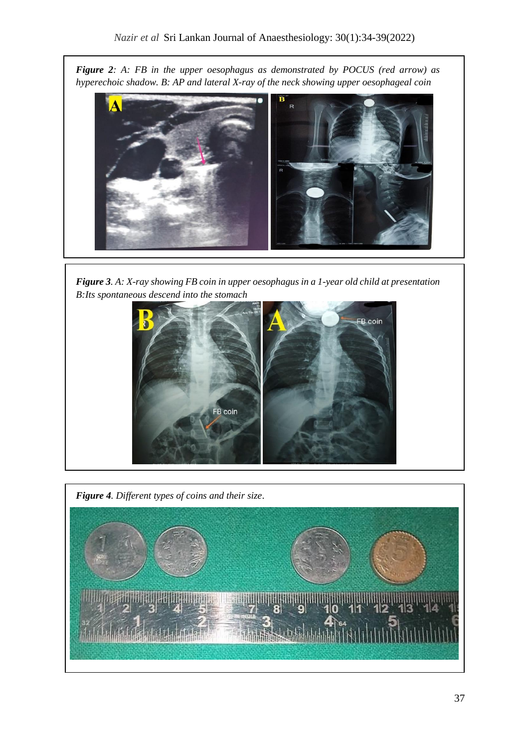***Figure 2**: A: FB in the upper oesophagus as demonstrated by POCUS (red arrow) as hyperechoic shadow. B: AP and lateral X-ray of the neck showing upper oesophageal coin*

***Figure 3**. A: X-ray showing FB coin in upper oesophagus in a 1-year old child at presentation B:Its spontaneous descend into the stomach*

***Figure 4**. Different types of coins and their size*.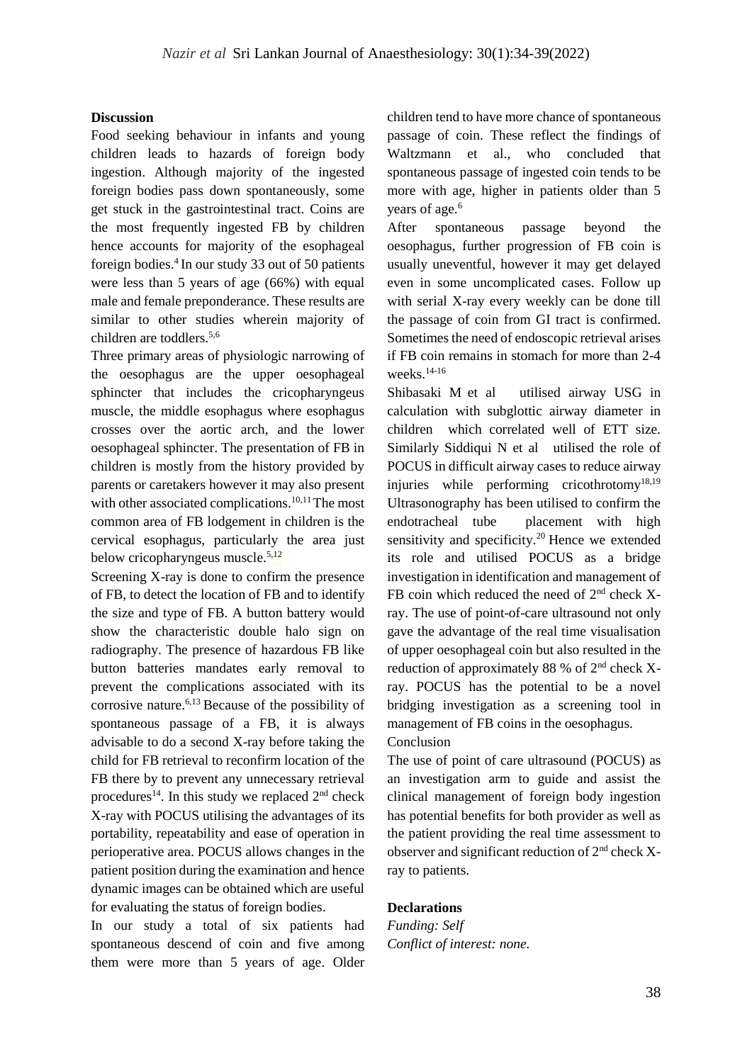## Discussion

Food seeking behaviour in infants and young children leads to hazards of foreign body ingestion. Although majority of the ingested foreign bodies pass down spontaneously, some get stuck in the gastrointestinal tract. Coins are the most frequently ingested FB by children hence accounts for majority of the esophageal foreign bodies.[4] In our study 33 out of 50 patients were less than 5 years of age (66%) with equal male and female preponderance. These results are similar to other studies wherein majority of children are toddlers.[5,6]

Three primary areas of physiologic narrowing of the oesophagus are the upper oesophageal sphincter that includes the cricopharyngeus muscle, the middle esophagus where esophagus crosses over the aortic arch, and the lower oesophageal sphincter. The presentation of FB in children is mostly from the history provided by parents or caretakers however it may also present with other associated complications.[10,11] The most common area of FB lodgement in children is the cervical esophagus, particularly the area just below cricopharyngeus muscle.[5,12]

Screening X-ray is done to confirm the presence of FB, to detect the location of FB and to identify the size and type of FB. A button battery would show the characteristic double halo sign on radiography. The presence of hazardous FB like button batteries mandates early removal to prevent the complications associated with its corrosive nature.[6,13] Because of the possibility of spontaneous passage of a FB, it is always advisable to do a second X-ray before taking the child for FB retrieval to reconfirm location of the FB there by to prevent any unnecessary retrieval procedures[14]. In this study we replaced 2nd check X-ray with POCUS utilising the advantages of its portability, repeatability and ease of operation in perioperative area. POCUS allows changes in the patient position during the examination and hence dynamic images can be obtained which are useful for evaluating the status of foreign bodies.

In our study a total of six patients had spontaneous descend of coin and five among them were more than 5 years of age. Older children tend to have more chance of spontaneous passage of coin. These reflect the findings of Waltzmann et al., who concluded that spontaneous passage of ingested coin tends to be more with age, higher in patients older than 5 years of age.[6]

After spontaneous passage beyond the oesophagus, further progression of FB coin is usually uneventful, however it may get delayed even in some uncomplicated cases. Follow up with serial X-ray every weekly can be done till the passage of coin from GI tract is confirmed. Sometimes the need of endoscopic retrieval arises if FB coin remains in stomach for more than 2-4 weeks.[14-16]

Shibasaki M et al utilised airway USG in calculation with subglottic airway diameter in children which correlated well of ETT size. Similarly Siddiqui N et al utilised the role of POCUS in difficult airway cases to reduce airway injuries while performing cricothrotomy[18,19] Ultrasonography has been utilised to confirm the endotracheal tube placement with high sensitivity and specificity.[20] Hence we extended its role and utilised POCUS as a bridge investigation in identification and management of FB coin which reduced the need of 2nd check X-ray. The use of point-of-care ultrasound not only gave the advantage of the real time visualisation of upper oesophageal coin but also resulted in the reduction of approximately 88 % of 2nd check X-ray. POCUS has the potential to be a novel bridging investigation as a screening tool in management of FB coins in the oesophagus.

## Conclusion

The use of point of care ultrasound (POCUS) as an investigation arm to guide and assist the clinical management of foreign body ingestion has potential benefits for both provider as well as the patient providing the real time assessment to observer and significant reduction of 2nd check X-ray to patients.

## Declarations

*Funding: Self*

*Conflict of interest: none.*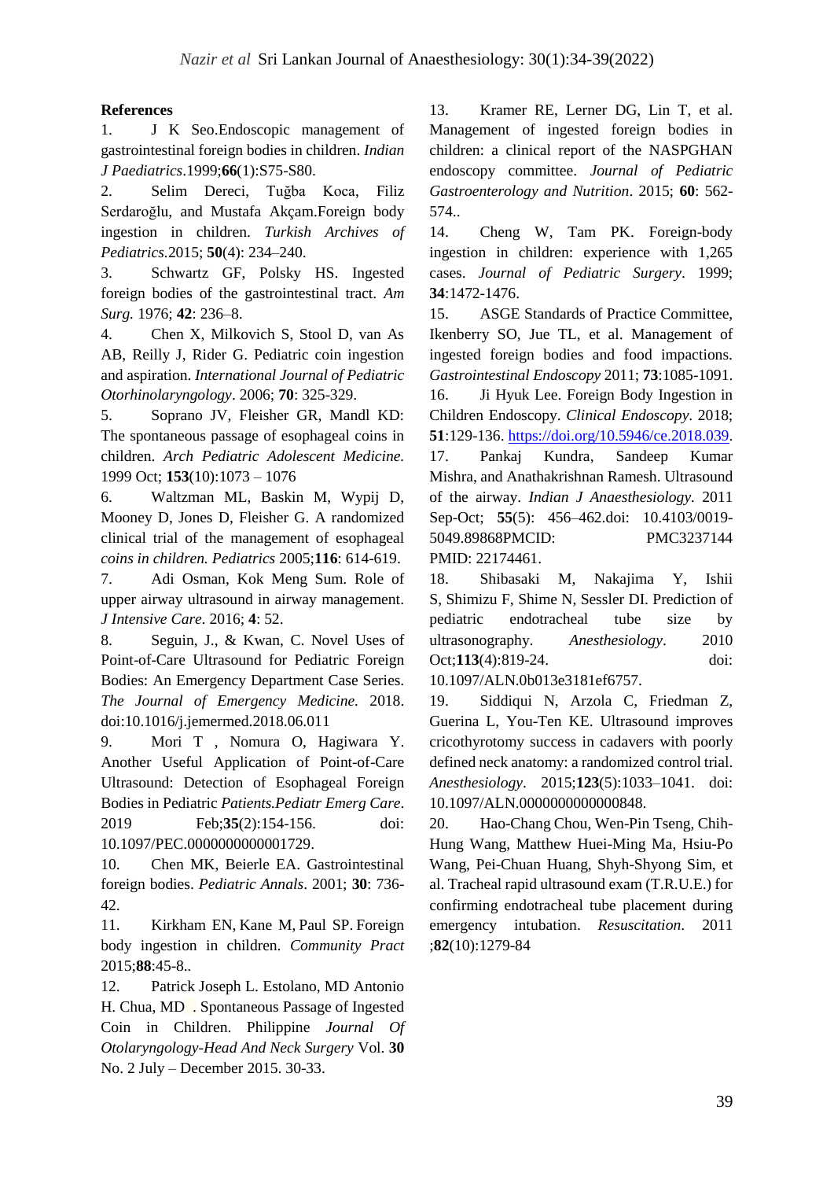**References**

1. J K Seo.Endoscopic management of gastrointestinal foreign bodies in children. *Indian J Paediatrics*.1999;**66**(1):S75-S80.
2. Selim Dereci, Tuğba Koca, Filiz Serdaroğlu, and Mustafa Akçam.Foreign body ingestion in children. *Turkish Archives of Pediatrics*.2015; **50**(4): 234–240.
3. Schwartz GF, Polsky HS. Ingested foreign bodies of the gastrointestinal tract. *Am Surg.* 1976; **42**: 236–8.
4. Chen X, Milkovich S, Stool D, van As AB, Reilly J, Rider G. Pediatric coin ingestion and aspiration. *International Journal of Pediatric Otorhinolaryngology*. 2006; **70**: 325-329.
5. Soprano JV, Fleisher GR, Mandl KD: The spontaneous passage of esophageal coins in children. *Arch Pediatric Adolescent Medicine.* 1999 Oct; **153**(10):1073 – 1076
6. Waltzman ML, Baskin M, Wypij D, Mooney D, Jones D, Fleisher G. A randomized clinical trial of the management of esophageal *coins in children. Pediatrics* 2005;**116**: 614-619.
7. Adi Osman, Kok Meng Sum. Role of upper airway ultrasound in airway management. *J Intensive Care*. 2016; **4**: 52.
8. Seguin, J., & Kwan, C. Novel Uses of Point-of-Care Ultrasound for Pediatric Foreign Bodies: An Emergency Department Case Series. *The Journal of Emergency Medicine.* 2018. doi:10.1016/j.jemermed.2018.06.011
9. Mori T , Nomura O, Hagiwara Y. Another Useful Application of Point-of-Care Ultrasound: Detection of Esophageal Foreign Bodies in Pediatric *Patients.Pediatr Emerg Care*. 2019 Feb;**35**(2):154-156. doi: 10.1097/PEC.0000000000001729.
10. Chen MK, Beierle EA. Gastrointestinal foreign bodies. *Pediatric Annals*. 2001; **30**: 736-42.
11. Kirkham EN, Kane M, Paul SP. Foreign body ingestion in children. *Community Pract* 2015;**88**:45-8..
12. Patrick Joseph L. Estolano, MD Antonio H. Chua, MD . Spontaneous Passage of Ingested Coin in Children. Philippine *Journal Of Otolaryngology-Head And Neck Surgery* Vol. **30** No. 2 July – December 2015. 30-33.
13. Kramer RE, Lerner DG, Lin T, et al. Management of ingested foreign bodies in children: a clinical report of the NASPGHAN endoscopy committee. *Journal of Pediatric Gastroenterology and Nutrition*. 2015; **60**: 562-574..
14. Cheng W, Tam PK. Foreign-body ingestion in children: experience with 1,265 cases. *Journal of Pediatric Surgery*. 1999; **34**:1472-1476.
15. ASGE Standards of Practice Committee, Ikenberry SO, Jue TL, et al. Management of ingested foreign bodies and food impactions. *Gastrointestinal Endoscopy* 2011; **73**:1085-1091.
16. Ji Hyuk Lee. Foreign Body Ingestion in Children Endoscopy. *Clinical Endoscopy*. 2018; **51**:129-136. https://doi.org/10.5946/ce.2018.039.
17. Pankaj Kundra, Sandeep Kumar Mishra, and Anathakrishnan Ramesh. Ultrasound of the airway. *Indian J Anaesthesiology.* 2011 Sep-Oct; **55**(5): 456–462.doi: 10.4103/0019-5049.89868PMCID: PMC3237144 PMID: 22174461.
18. Shibasaki M, Nakajima Y, Ishii S, Shimizu F, Shime N, Sessler DI. Prediction of pediatric endotracheal tube size by ultrasonography. *Anesthesiology*. 2010 Oct;**113**(4):819-24. doi: 10.1097/ALN.0b013e3181ef6757.
19. Siddiqui N, Arzola C, Friedman Z, Guerina L, You-Ten KE. Ultrasound improves cricothyrotomy success in cadavers with poorly defined neck anatomy: a randomized control trial. *Anesthesiology*. 2015;**123**(5):1033–1041. doi: 10.1097/ALN.0000000000000848.
20. Hao-Chang Chou, Wen-Pin Tseng, Chih-Hung Wang, Matthew Huei-Ming Ma, Hsiu-Po Wang, Pei-Chuan Huang, Shyh-Shyong Sim, et al. Tracheal rapid ultrasound exam (T.R.U.E.) for confirming endotracheal tube placement during emergency intubation. *Resuscitation.* 2011 ;**82**(10):1279-84